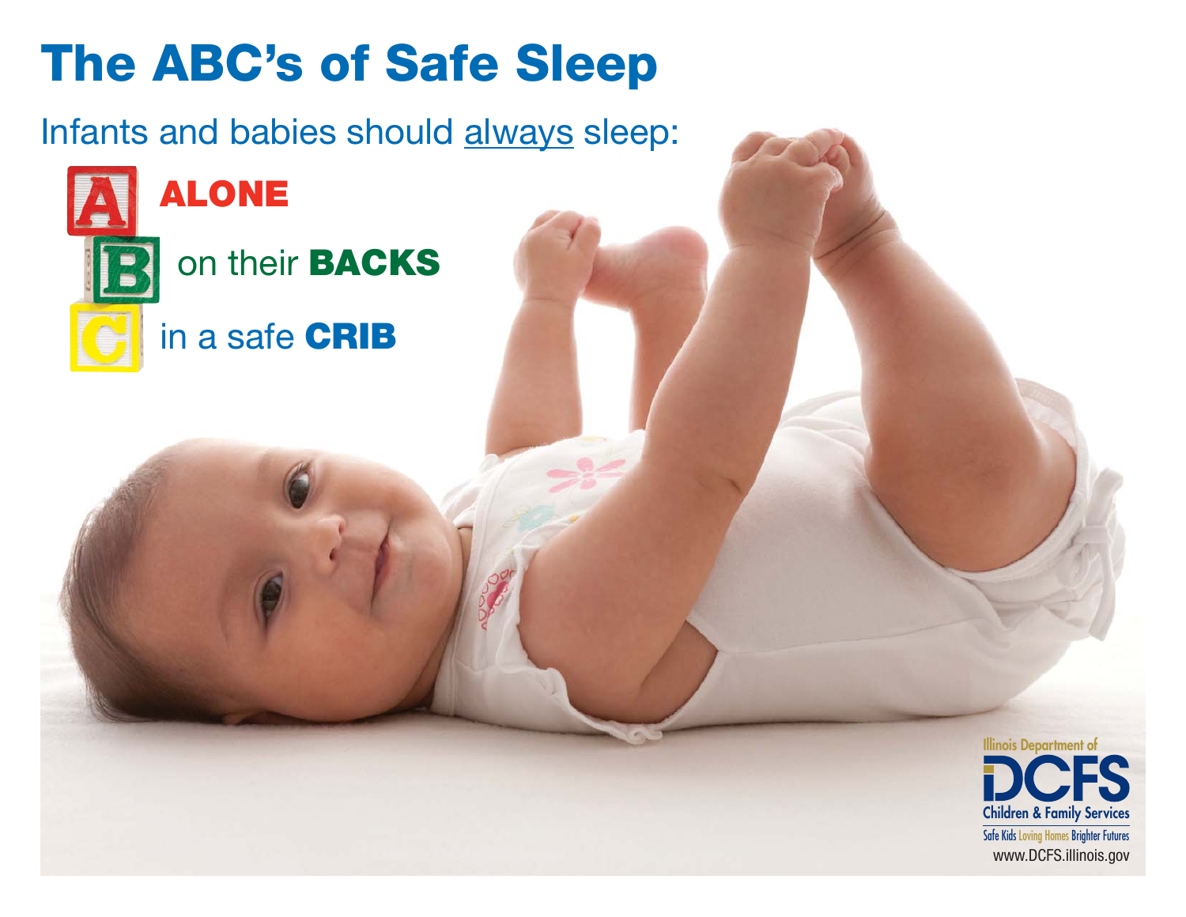# The ABC's of Safe Sleep

Infants and babies should always sleep:

- **A** **ALONE**
- **B** on their **BACKS**
- **C** in a safe **CRIB**

Illinois Department of
DCFS
Children & Family Services
Safe Kids Loving Homes Brighter Futures
www.DCFS.illinois.gov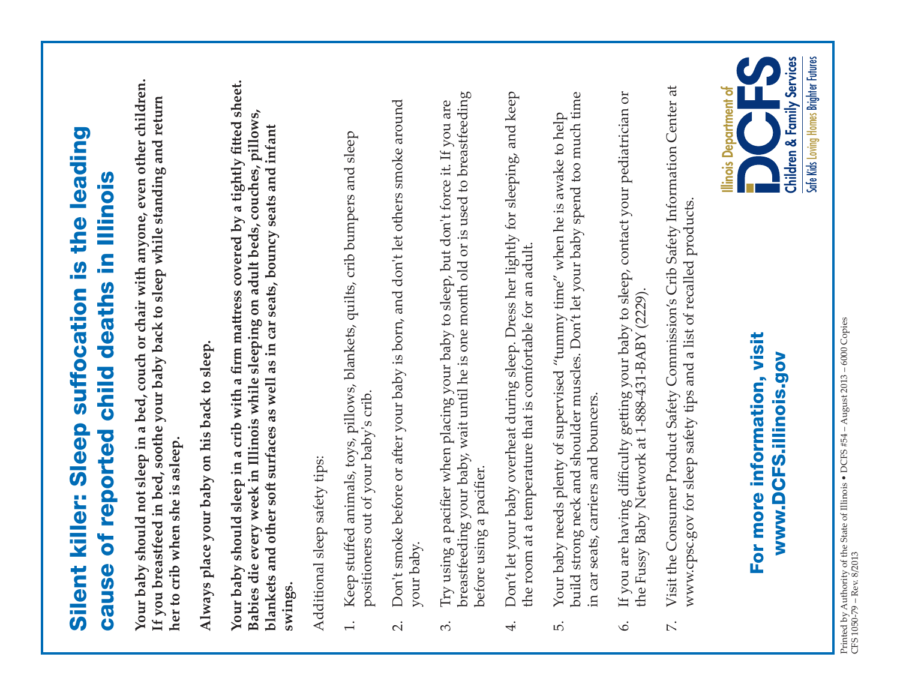# Silent killer: Sleep suffocation is the leading cause of reported child deaths in Illinois

**Your baby should not sleep in a bed, couch or chair with anyone, even other children. If you breastfeed in bed, soothe your baby back to sleep while standing and return her to crib when she is asleep.**

**Always place your baby on his back to sleep.**

**Your baby should sleep in a crib with a firm mattress covered by a tightly fitted sheet. Babies die every week in Illinois while sleeping on adult beds, couches, pillows, blankets and other soft surfaces as well as in car seats, bouncy seats and infant swings.**

Additional sleep safety tips:

1. Keep stuffed animals, toys, pillows, blankets, quilts, crib bumpers and sleep positioners out of your baby's crib.
2. Don't smoke before or after your baby is born, and don't let others smoke around your baby.
3. Try using a pacifier when placing your baby to sleep, but don't force it. If you are breastfeeding your baby, wait until he is one month old or is used to breastfeeding before using a pacifier.
4. Don't let your baby overheat during sleep. Dress her lightly for sleeping, and keep the room at a temperature that is comfortable for an adult.
5. Your baby needs plenty of supervised "tummy time" when he is awake to help build strong neck and shoulder muscles. Don't let your baby spend too much time in car seats, carriers and bouncers.
6. If you are having difficulty getting your baby to sleep, contact your pediatrician or the Fussy Baby Network at 1-888-431-BABY (2229).
7. Visit the Consumer Product Safety Commission's Crib Safety Information Center at www.cpsc.gov for sleep safety tips and a list of recalled products.

**For more information, visit www.DCFS.illinois.gov**

Illinois Department of DCFS Children & Family Services

Safe Kids Loving Homes Brighter Futures

Printed by Authority of the State of Illinois • DCFS #54 – August 2013 – 6000 Copies
CFS 1050-79 – Rev. 8/2013